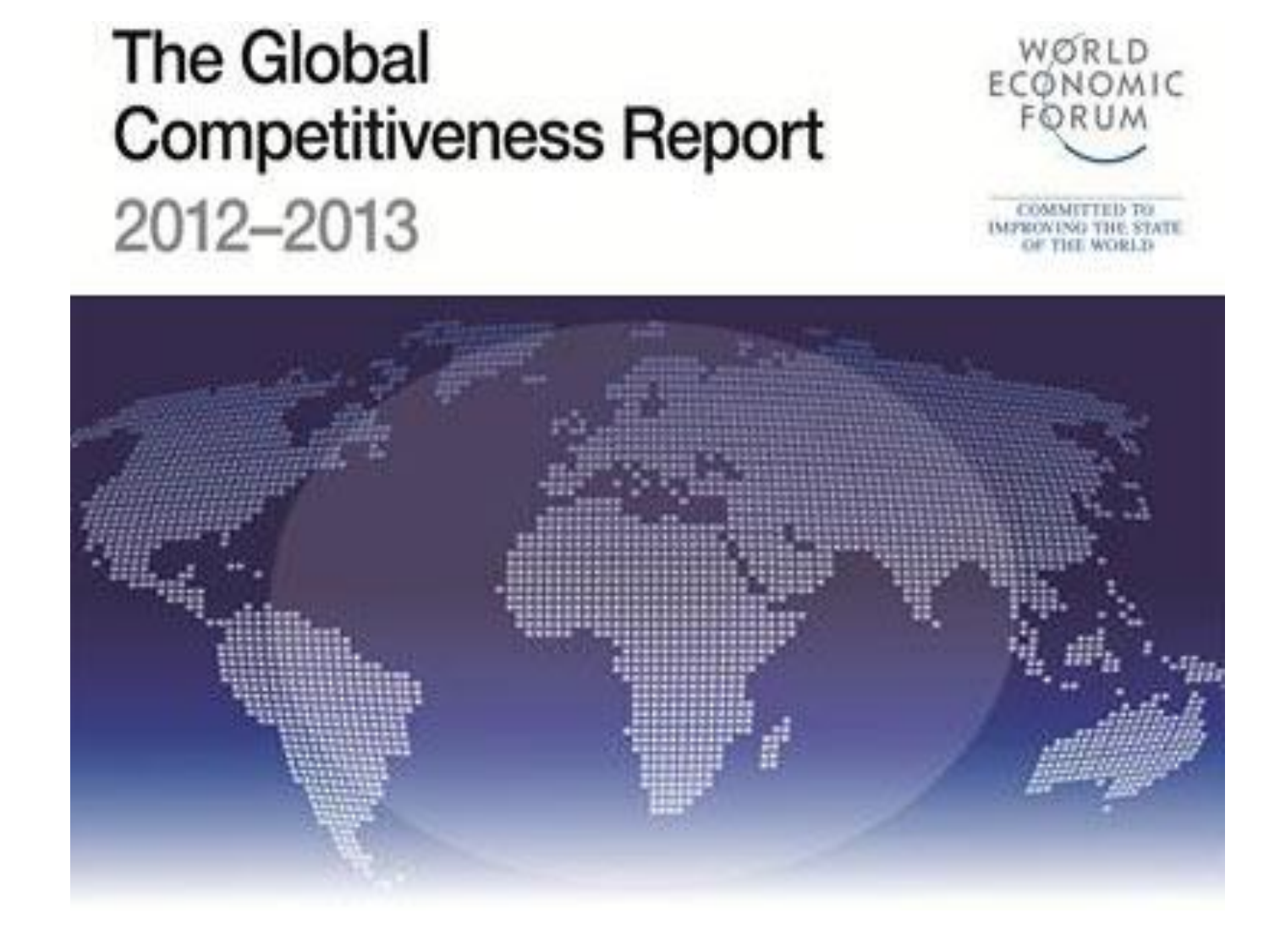# The Global Competitiveness Report 2012–2013

WORLD ECONOMIC FORUM

COMMITTED TO IMPROVING THE STATE OF THE WORLD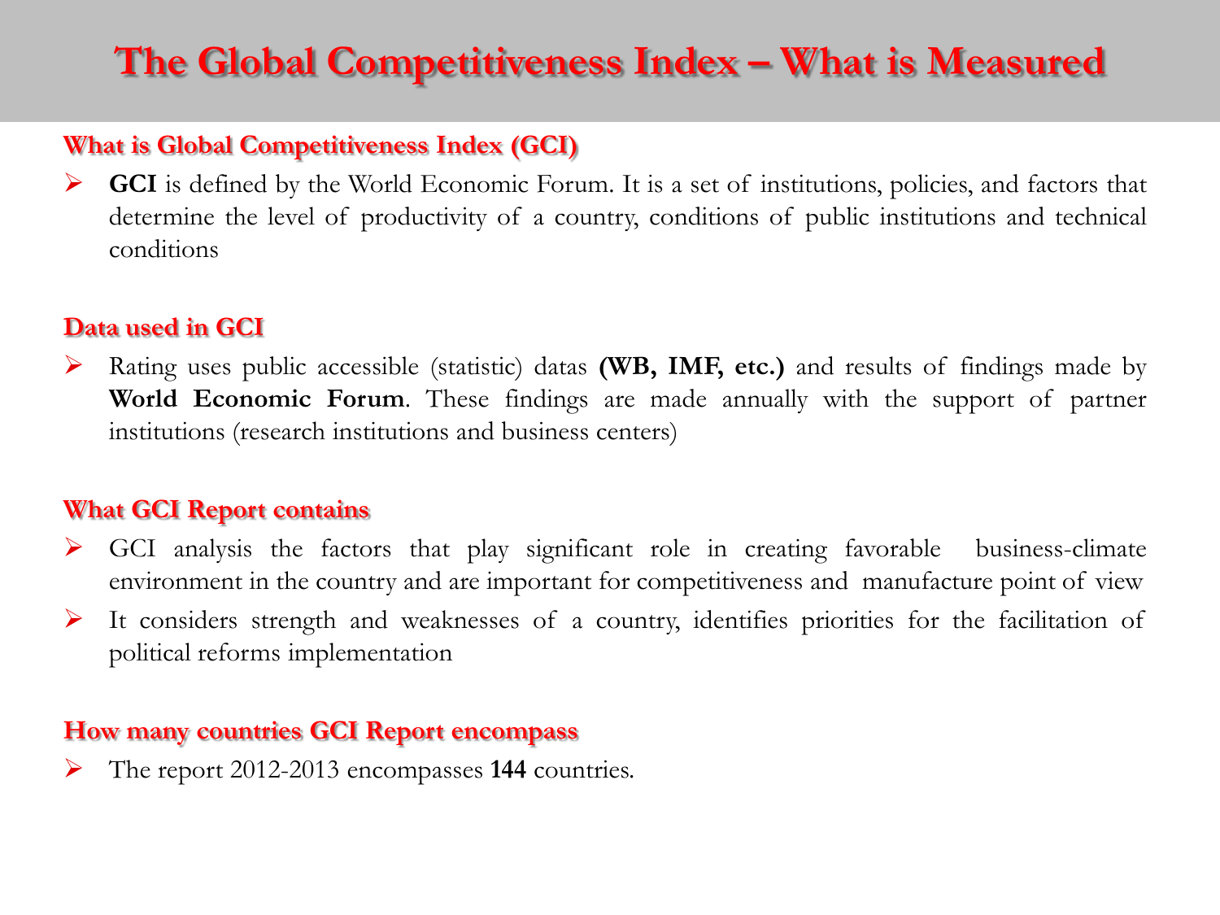# The Global Competitiveness Index – What is Measured

### What is Global Competitiveness Index (GCI)

- **GCI** is defined by the World Economic Forum. It is a set of institutions, policies, and factors that determine the level of productivity of a country, conditions of public institutions and technical conditions

### Data used in GCI

- Rating uses public accessible (statistic) datas **(WB, IMF, etc.)** and results of findings made by **World Economic Forum**. These findings are made annually with the support of partner institutions (research institutions and business centers)

### What GCI Report contains

- GCI analysis the factors that play significant role in creating favorable business-climate environment in the country and are important for competitiveness and manufacture point of view
- It considers strength and weaknesses of a country, identifies priorities for the facilitation of political reforms implementation

### How many countries GCI Report encompass

- The report 2012-2013 encompasses **144** countries.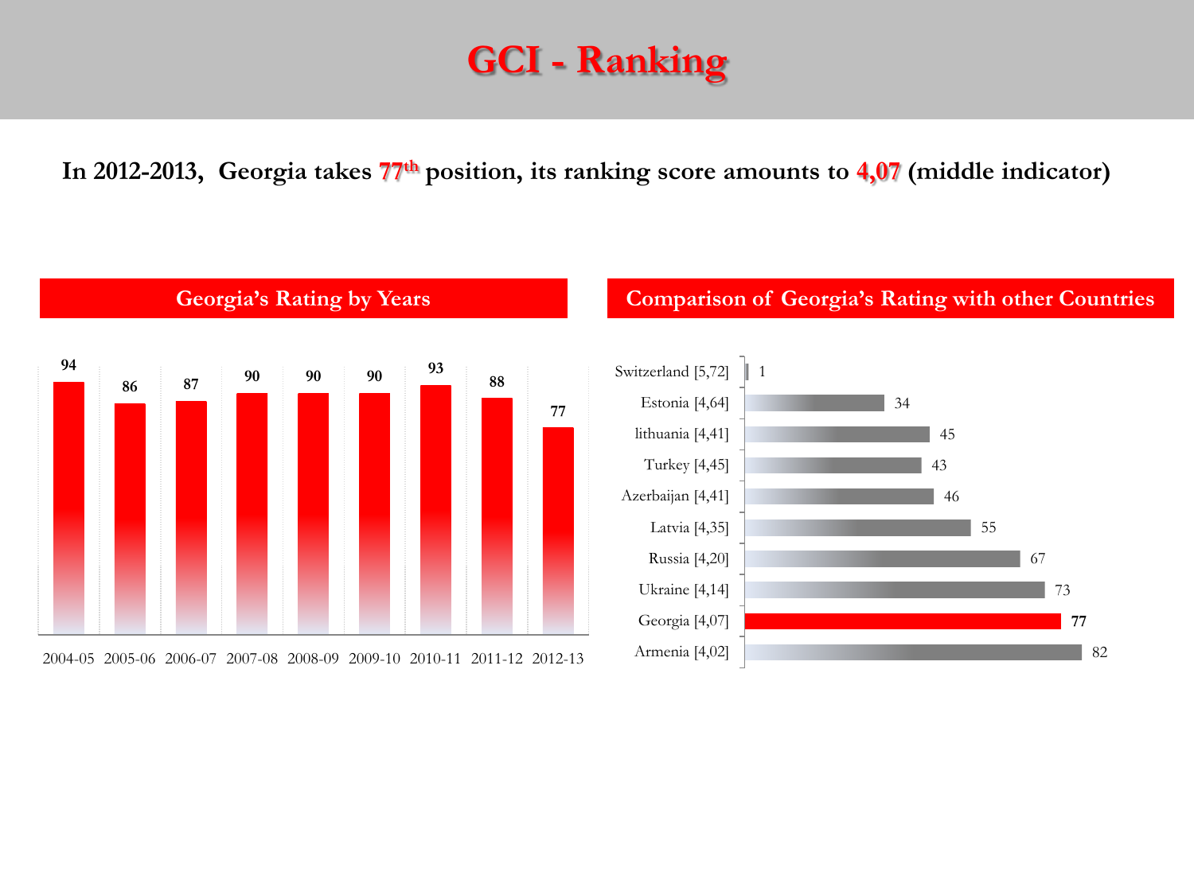# GCI - Ranking

**In 2012-2013, Georgia takes 77th position, its ranking score amounts to 4,07 (middle indicator)**

## Georgia's Rating by Years

| Year | Rank |
|---|---|
| 2004-05 | 94 |
| 2005-06 | 86 |
| 2006-07 | 87 |
| 2007-08 | 90 |
| 2008-09 | 90 |
| 2009-10 | 90 |
| 2010-11 | 93 |
| 2011-12 | 88 |
| 2012-13 | 77 |

## Comparison of Georgia's Rating with other Countries

| Country [Score] | Rank |
|---|---|
| Switzerland [5,72] | 1 |
| Estonia [4,64] | 34 |
| lithuania [4,41] | 45 |
| Turkey [4,45] | 43 |
| Azerbaijan [4,41] | 46 |
| Latvia [4,35] | 55 |
| Russia [4,20] | 67 |
| Ukraine [4,14] | 73 |
| **Georgia [4,07]** | **77** |
| Armenia [4,02] | 82 |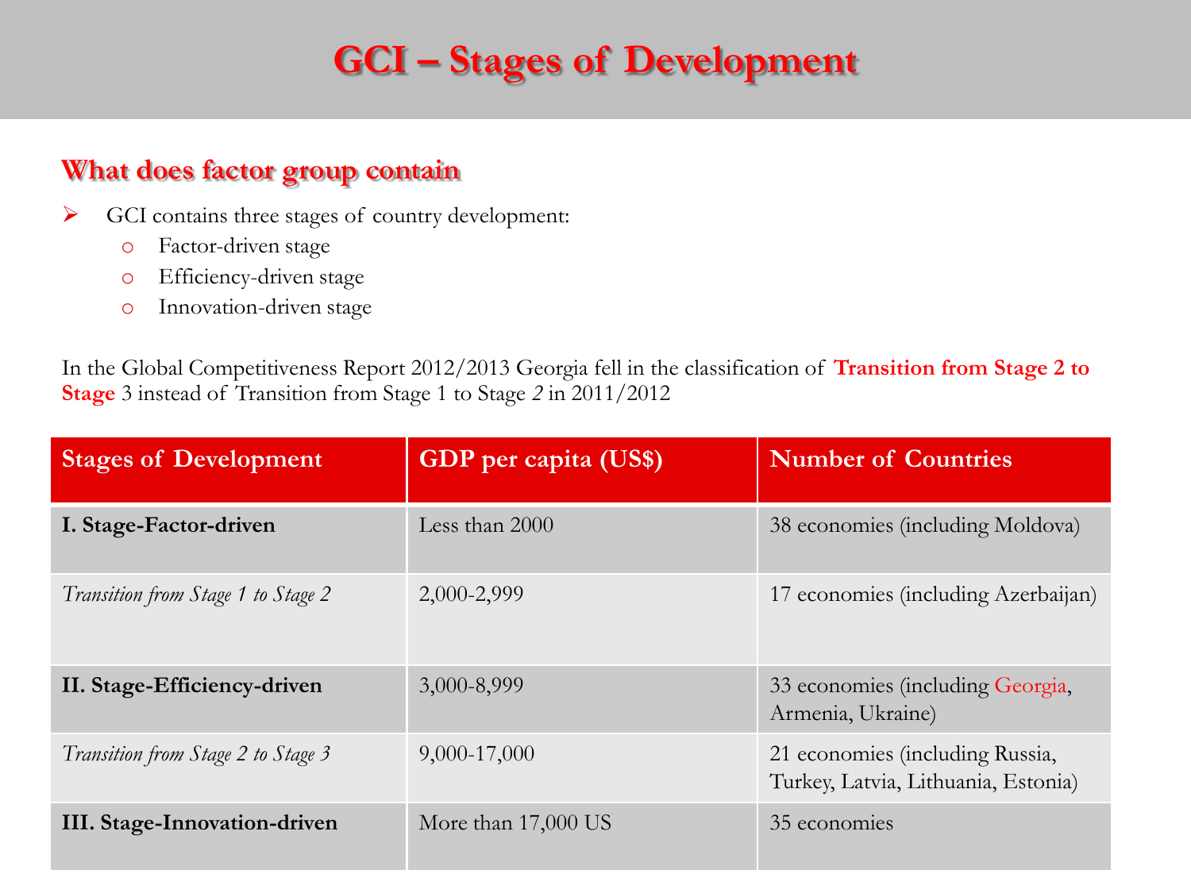# GCI – Stages of Development

## What does factor group contain

- GCI contains three stages of country development:
  - Factor-driven stage
  - Efficiency-driven stage
  - Innovation-driven stage

In the Global Competitiveness Report 2012/2013 Georgia fell in the classification of **Transition from Stage 2 to Stage** 3 instead of Transition from Stage 1 to Stage *2* in 2011/2012

| Stages of Development | GDP per capita (US$) | Number of Countries |
|---|---|---|
| **I. Stage-Factor-driven** | Less than 2000 | 38 economies (including Moldova) |
| *Transition from Stage 1 to Stage 2* | 2,000-2,999 | 17 economies (including Azerbaijan) |
| **II. Stage-Efficiency-driven** | 3,000-8,999 | 33 economies (including Georgia, Armenia, Ukraine) |
| *Transition from Stage 2 to Stage 3* | 9,000-17,000 | 21 economies (including Russia, Turkey, Latvia, Lithuania, Estonia) |
| **III. Stage-Innovation-driven** | More than 17,000 US | 35 economies |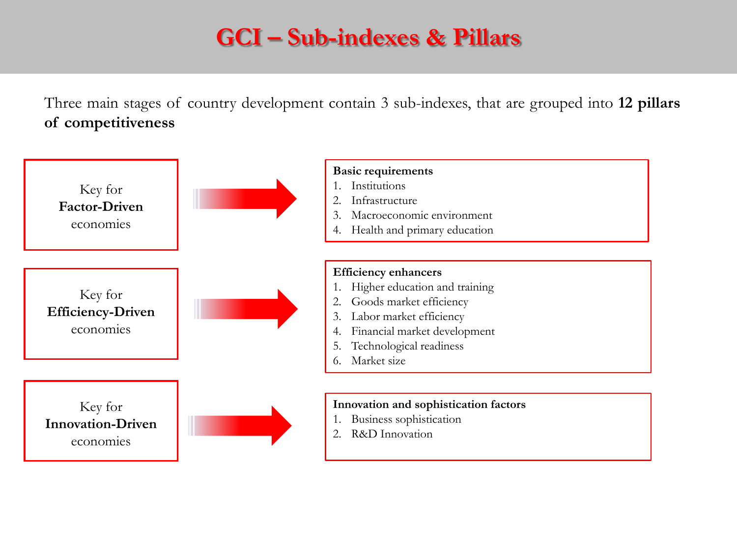# GCI – Sub-indexes & Pillars

Three main stages of country development contain 3 sub-indexes, that are grouped into **12 pillars of competitiveness**

Key for **Factor-Driven** economies → 

**Basic requirements**

1. Institutions
2. Infrastructure
3. Macroeconomic environment
4. Health and primary education

Key for **Efficiency-Driven** economies →

**Efficiency enhancers**

1. Higher education and training
2. Goods market efficiency
3. Labor market efficiency
4. Financial market development
5. Technological readiness
6. Market size

Key for **Innovation-Driven** economies →

**Innovation and sophistication factors**

1. Business sophistication
2. R&D Innovation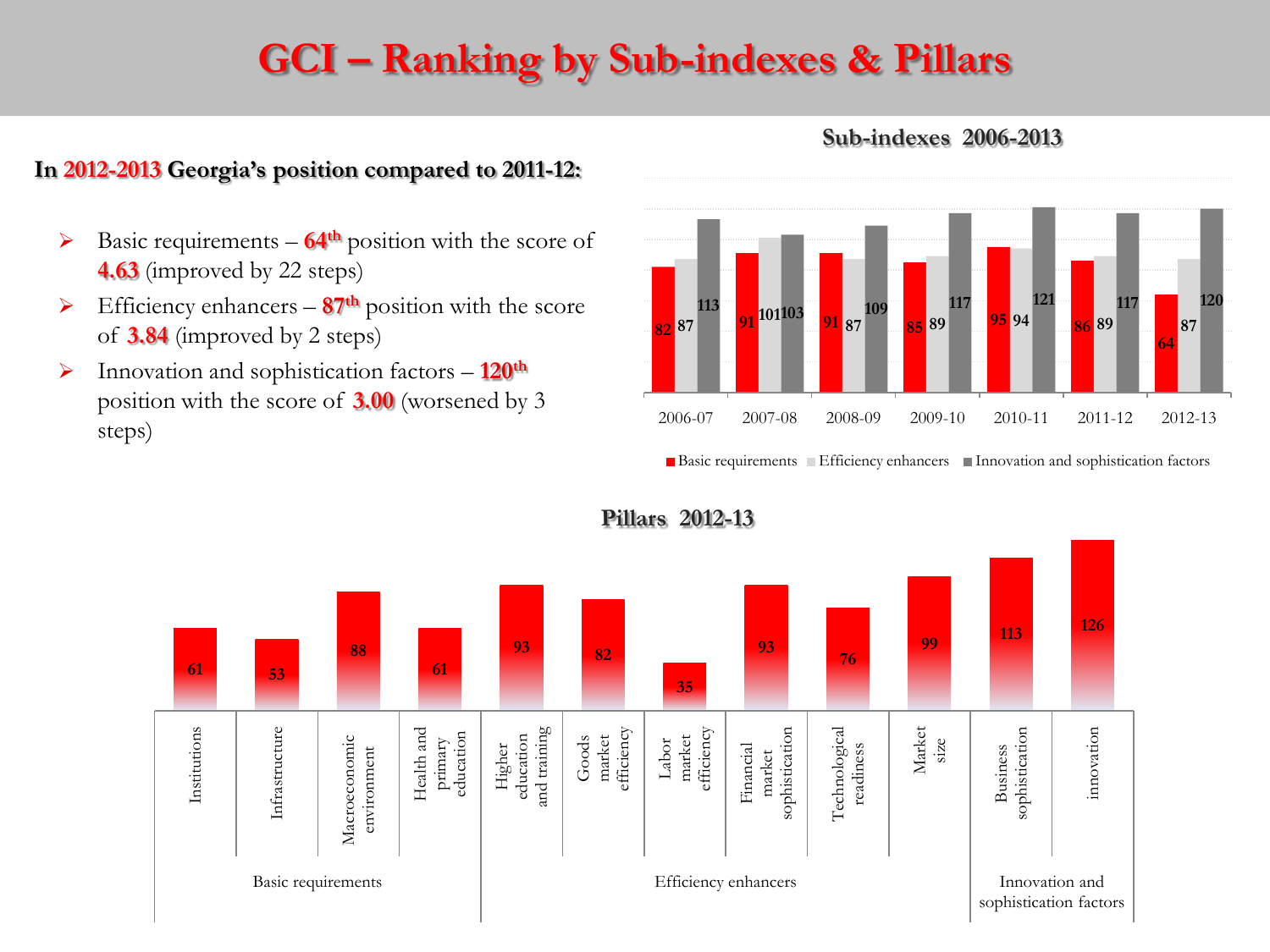# GCI – Ranking by Sub-indexes & Pillars

**In 2012-2013 Georgia's position compared to 2011-12:**

- Basic requirements – **64th** position with the score of **4.63** (improved by 22 steps)
- Efficiency enhancers – **87th** position with the score of **3.84** (improved by 2 steps)
- Innovation and sophistication factors – **120th** position with the score of **3.00** (worsened by 3 steps)

**Sub-indexes 2006-2013**

| | 2006-07 | 2007-08 | 2008-09 | 2009-10 | 2010-11 | 2011-12 | 2012-13 |
|---|---|---|---|---|---|---|---|
| Basic requirements | 82 | 91 | 91 | 85 | 95 | 86 | 64 |
| Efficiency enhancers | 87 | 101 | 87 | 89 | 94 | 89 | 87 |
| Innovation and sophistication factors | 113 | 103 | 109 | 117 | 121 | 117 | 120 |

**Pillars 2012-13**

| Sub-index | Pillar | Rank |
|---|---|---|
| Basic requirements | Institutions | 61 |
| | Infrastructure | 53 |
| | Macroeconomic environment | 88 |
| | Health and primary education | 61 |
| Efficiency enhancers | Higher education and training | 93 |
| | Goods market efficiency | 82 |
| | Labor market efficiency | 35 |
| | Financial market sophistication | 93 |
| | Technological readiness | 76 |
| | Market size | 99 |
| Innovation and sophistication factors | Business sophistication | 113 |
| | innovation | 126 |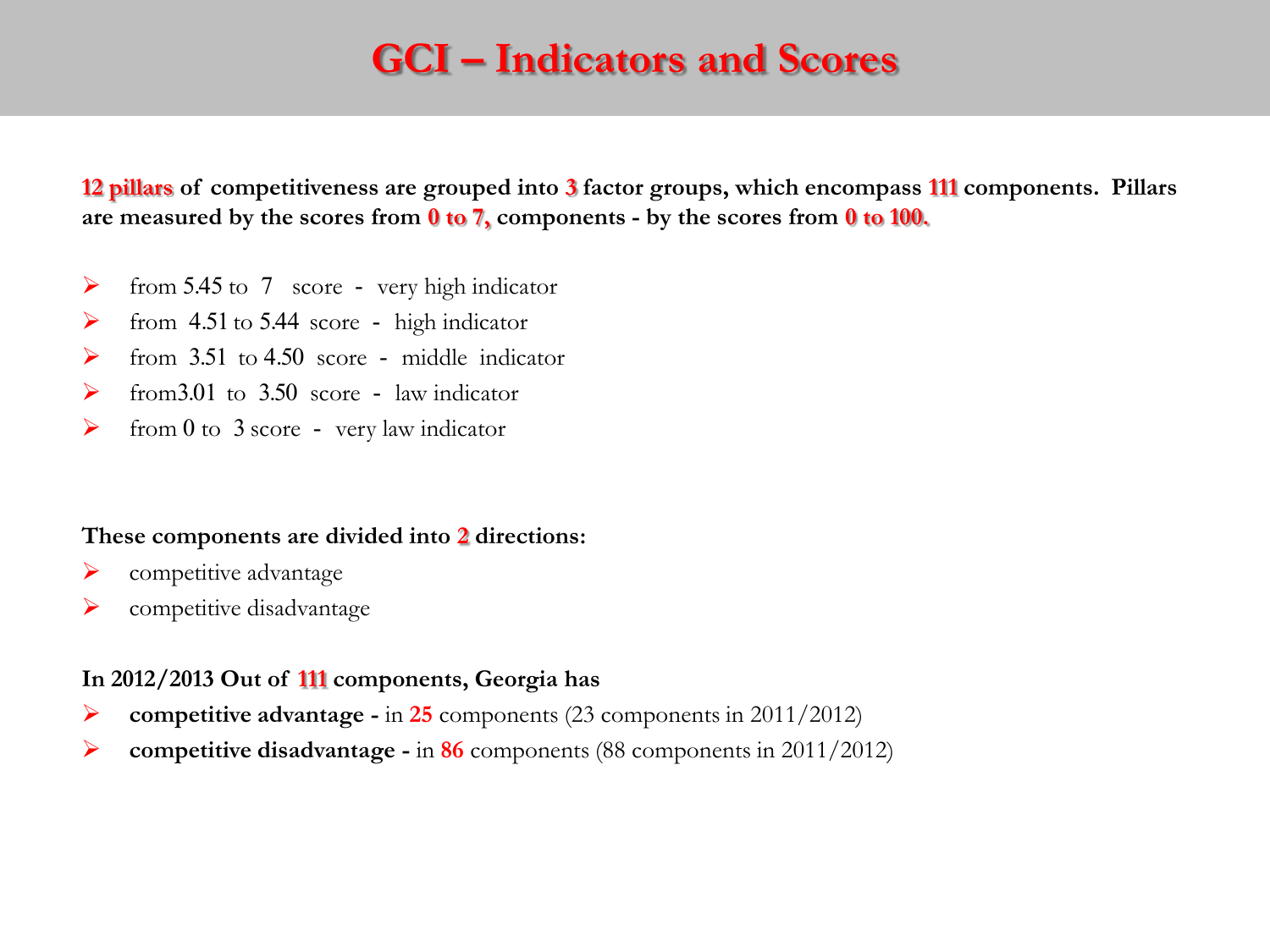# GCI – Indicators and Scores

**12 pillars of competitiveness are grouped into 3 factor groups, which encompass 111 components. Pillars are measured by the scores from 0 to 7, components - by the scores from 0 to 100.**

- from 5.45 to 7 score - very high indicator
- from 4.51 to 5.44 score - high indicator
- from 3.51 to 4.50 score - middle indicator
- from3.01 to 3.50 score - law indicator
- from 0 to 3 score - very law indicator

**These components are divided into 2 directions:**

- competitive advantage
- competitive disadvantage

**In 2012/2013 Out of 111 components, Georgia has**

- **competitive advantage -** in **25** components (23 components in 2011/2012)
- **competitive disadvantage -** in **86** components (88 components in 2011/2012)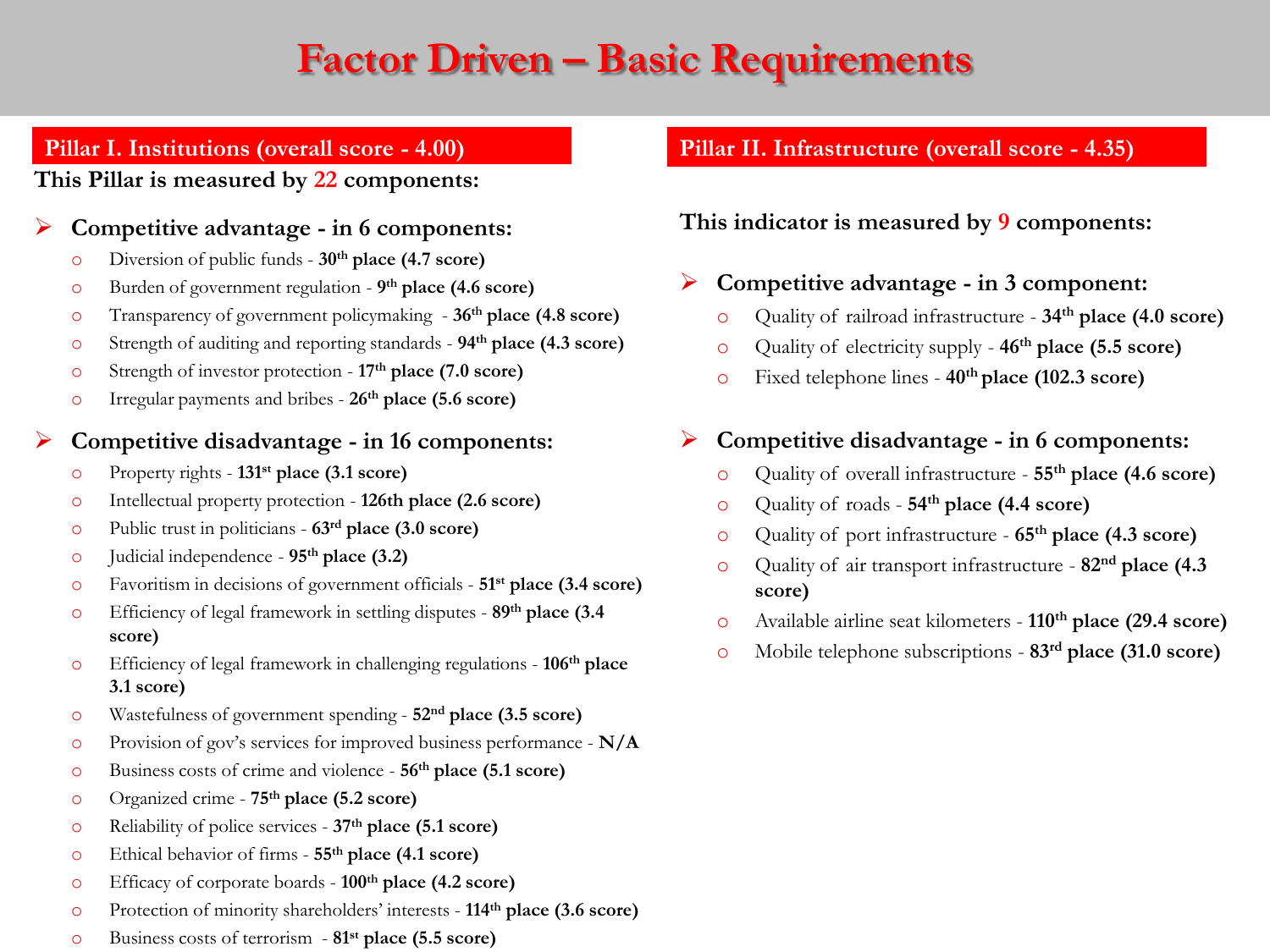# Factor Driven – Basic Requirements

## Pillar I. Institutions (overall score - 4.00)

**This Pillar is measured by 22 components:**

- **Competitive advantage - in 6 components:**
  - Diversion of public funds - **30th place (4.7 score)**
  - Burden of government regulation - **9th place (4.6 score)**
  - Transparency of government policymaking - **36th place (4.8 score)**
  - Strength of auditing and reporting standards - **94th place (4.3 score)**
  - Strength of investor protection - **17th place (7.0 score)**
  - Irregular payments and bribes - **26th place (5.6 score)**

- **Competitive disadvantage - in 16 components:**
  - Property rights - **131st place (3.1 score)**
  - Intellectual property protection - **126th place (2.6 score)**
  - Public trust in politicians - **63rd place (3.0 score)**
  - Judicial independence - **95th place (3.2)**
  - Favoritism in decisions of government officials - **51st place (3.4 score)**
  - Efficiency of legal framework in settling disputes - **89th place (3.4 score)**
  - Efficiency of legal framework in challenging regulations - **106th place 3.1 score)**
  - Wastefulness of government spending - **52nd place (3.5 score)**
  - Provision of gov's services for improved business performance - **N/A**
  - Business costs of crime and violence - **56th place (5.1 score)**
  - Organized crime - **75th place (5.2 score)**
  - Reliability of police services - **37th place (5.1 score)**
  - Ethical behavior of firms - **55th place (4.1 score)**
  - Efficacy of corporate boards - **100th place (4.2 score)**
  - Protection of minority shareholders' interests - **114th place (3.6 score)**
  - Business costs of terrorism - **81st place (5.5 score)**

## Pillar II. Infrastructure (overall score - 4.35)

**This indicator is measured by 9 components:**

- **Competitive advantage - in 3 component:**
  - Quality of railroad infrastructure - **34th place (4.0 score)**
  - Quality of electricity supply - **46th place (5.5 score)**
  - Fixed telephone lines - **40th place (102.3 score)**

- **Competitive disadvantage - in 6 components:**
  - Quality of overall infrastructure - **55th place (4.6 score)**
  - Quality of roads - **54th place (4.4 score)**
  - Quality of port infrastructure - **65th place (4.3 score)**
  - Quality of air transport infrastructure - **82nd place (4.3 score)**
  - Available airline seat kilometers - **110th place (29.4 score)**
  - Mobile telephone subscriptions - **83rd place (31.0 score)**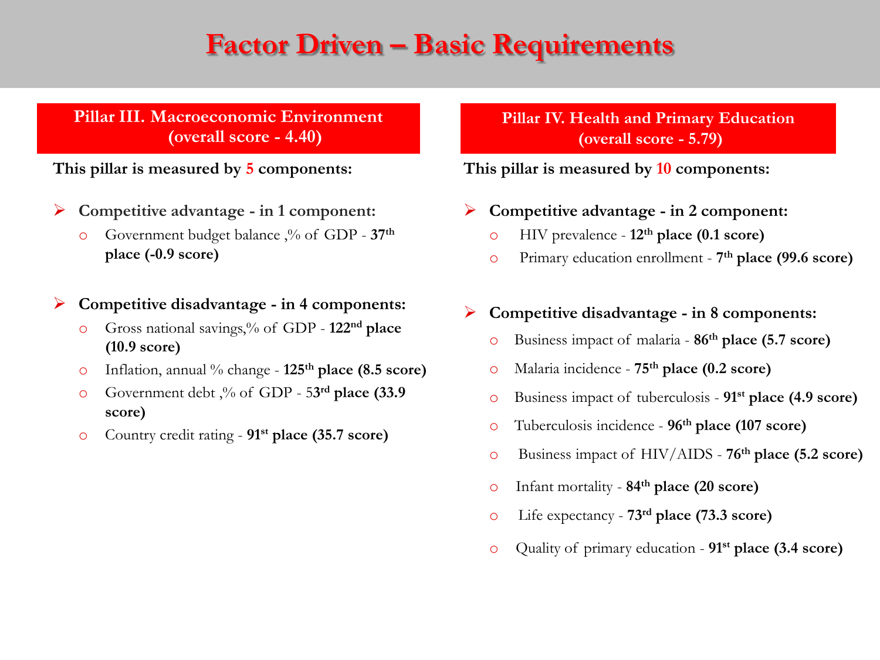# Factor Driven – Basic Requirements

## Pillar III. Macroeconomic Environment (overall score - 4.40)

**This pillar is measured by 5 components:**

- **Competitive advantage - in 1 component:**
  - Government budget balance ,% of GDP - **37th place (-0.9 score)**

- **Competitive disadvantage - in 4 components:**
  - Gross national savings,% of GDP - **122nd place (10.9 score)**
  - Inflation, annual % change - **125th place (8.5 score)**
  - Government debt ,% of GDP - 5**3rd place (33.9 score)**
  - Country credit rating - **91st place (35.7 score)**

## Pillar IV. Health and Primary Education (overall score - 5.79)

**This pillar is measured by 10 components:**

- **Competitive advantage - in 2 component:**
  - HIV prevalence - **12th place (0.1 score)**
  - Primary education enrollment - **7th place (99.6 score)**

- **Competitive disadvantage - in 8 components:**
  - Business impact of malaria - **86th place (5.7 score)**
  - Malaria incidence - **75th place (0.2 score)**
  - Business impact of tuberculosis - **91st place (4.9 score)**
  - Tuberculosis incidence - **96th place (107 score)**
  - Business impact of HIV/AIDS - **76th place (5.2 score)**
  - Infant mortality - **84th place (20 score)**
  - Life expectancy - **73rd place (73.3 score)**
  - Quality of primary education - **91st place (3.4 score)**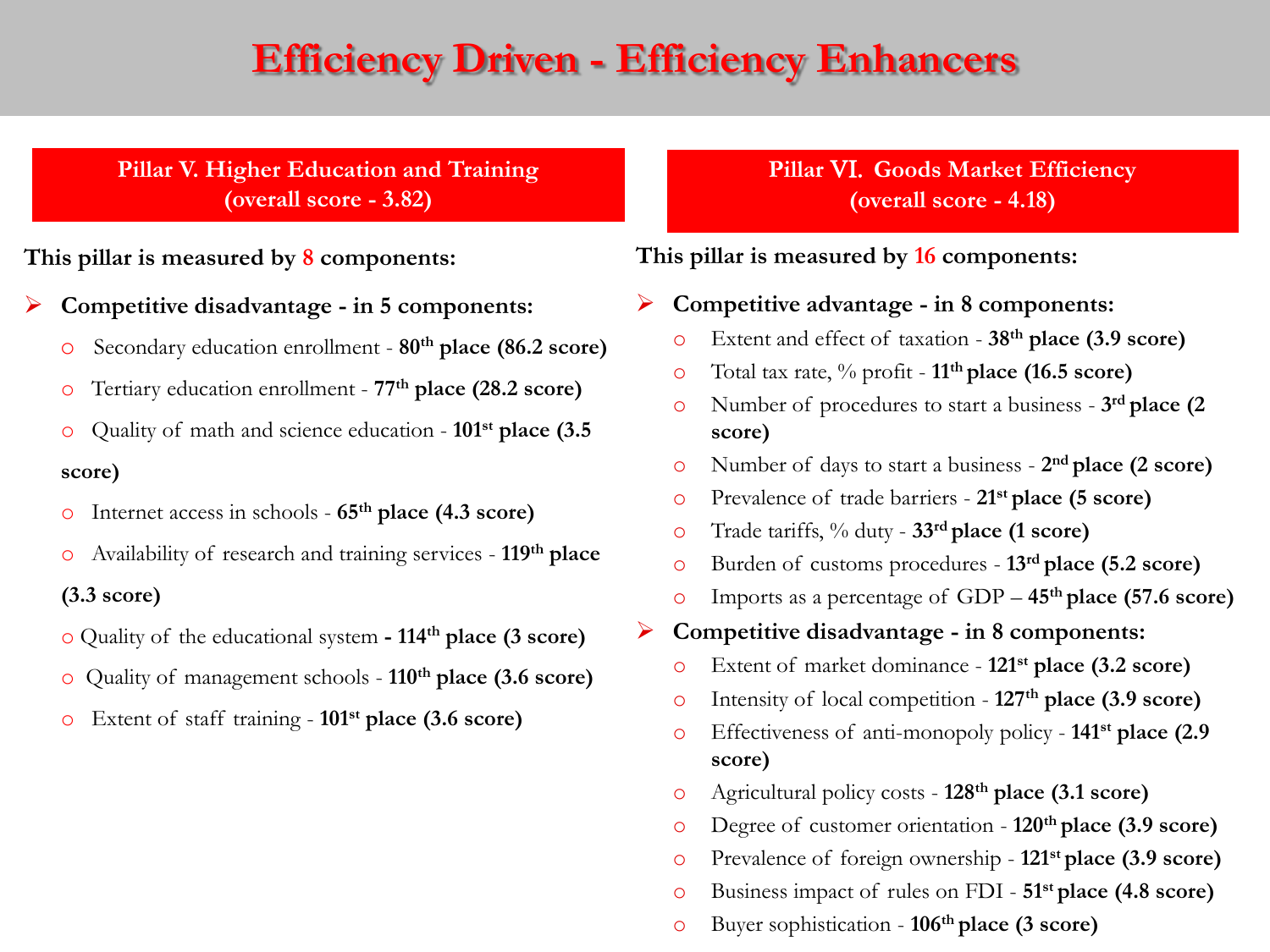# Efficiency Driven - Efficiency Enhancers

## Pillar V. Higher Education and Training (overall score - 3.82)

**This pillar is measured by 8 components:**

- **Competitive disadvantage - in 5 components:**
  - Secondary education enrollment - **80th place (86.2 score)**
  - Tertiary education enrollment - **77th place (28.2 score)**
  - Quality of math and science education - **101st place (3.5 score)**
  - Internet access in schools - **65th place (4.3 score)**
  - Availability of research and training services - **119th place (3.3 score)**
  - Quality of the educational system **- 114th place (3 score)**
  - Quality of management schools - **110th place (3.6 score)**
  - Extent of staff training - **101st place (3.6 score)**

## Pillar VI. Goods Market Efficiency (overall score - 4.18)

**This pillar is measured by 16 components:**

- **Competitive advantage - in 8 components:**
  - Extent and effect of taxation - **38th place (3.9 score)**
  - Total tax rate, % profit - **11th place (16.5 score)**
  - Number of procedures to start a business - **3rd place (2 score)**
  - Number of days to start a business - **2nd place (2 score)**
  - Prevalence of trade barriers - **21st place (5 score)**
  - Trade tariffs, % duty - **33rd place (1 score)**
  - Burden of customs procedures - **13rd place (5.2 score)**
  - Imports as a percentage of GDP – **45th place (57.6 score)**
- **Competitive disadvantage - in 8 components:**
  - Extent of market dominance - **121st place (3.2 score)**
  - Intensity of local competition - **127th place (3.9 score)**
  - Effectiveness of anti-monopoly policy - **141st place (2.9 score)**
  - Agricultural policy costs - **128th place (3.1 score)**
  - Degree of customer orientation - **120th place (3.9 score)**
  - Prevalence of foreign ownership - **121st place (3.9 score)**
  - Business impact of rules on FDI - **51st place (4.8 score)**
  - Buyer sophistication - **106th place (3 score)**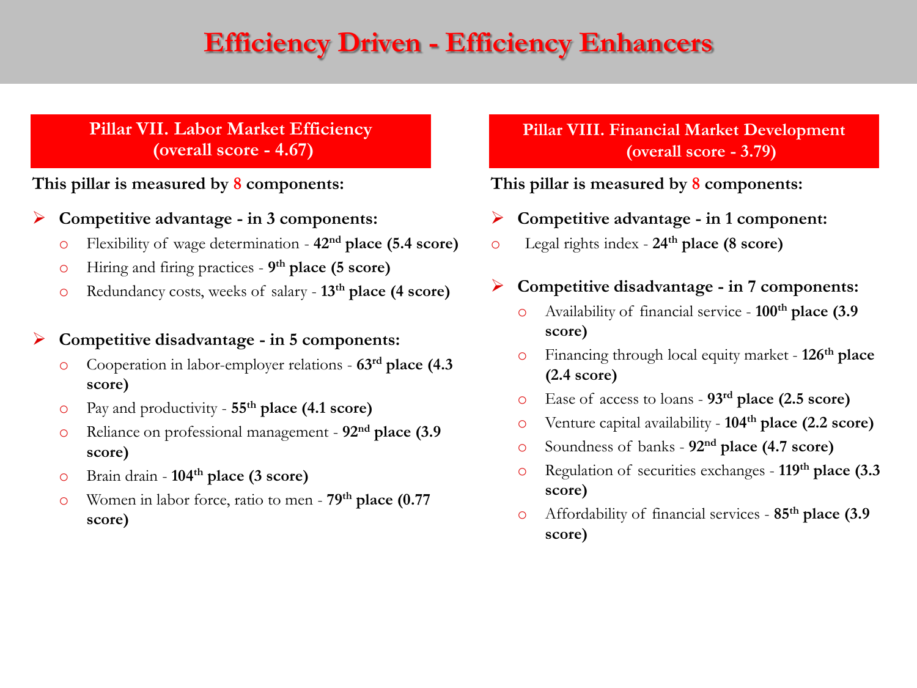# Efficiency Driven - Efficiency Enhancers

## Pillar VII. Labor Market Efficiency (overall score - 4.67)

**This pillar is measured by 8 components:**

- **Competitive advantage - in 3 components:**
  - Flexibility of wage determination - **42nd place (5.4 score)**
  - Hiring and firing practices - **9th place (5 score)**
  - Redundancy costs, weeks of salary - **13th place (4 score)**

- **Competitive disadvantage - in 5 components:**
  - Cooperation in labor-employer relations - **63rd place (4.3 score)**
  - Pay and productivity - **55th place (4.1 score)**
  - Reliance on professional management - **92nd place (3.9 score)**
  - Brain drain - **104th place (3 score)**
  - Women in labor force, ratio to men - **79th place (0.77 score)**

## Pillar VIII. Financial Market Development (overall score - 3.79)

**This pillar is measured by 8 components:**

- **Competitive advantage - in 1 component:**
  - Legal rights index - **24th place (8 score)**

- **Competitive disadvantage - in 7 components:**
  - Availability of financial service - **100th place (3.9 score)**
  - Financing through local equity market - **126th place (2.4 score)**
  - Ease of access to loans - **93rd place (2.5 score)**
  - Venture capital availability - **104th place (2.2 score)**
  - Soundness of banks - **92nd place (4.7 score)**
  - Regulation of securities exchanges - **119th place (3.3 score)**
  - Affordability of financial services - **85th place (3.9 score)**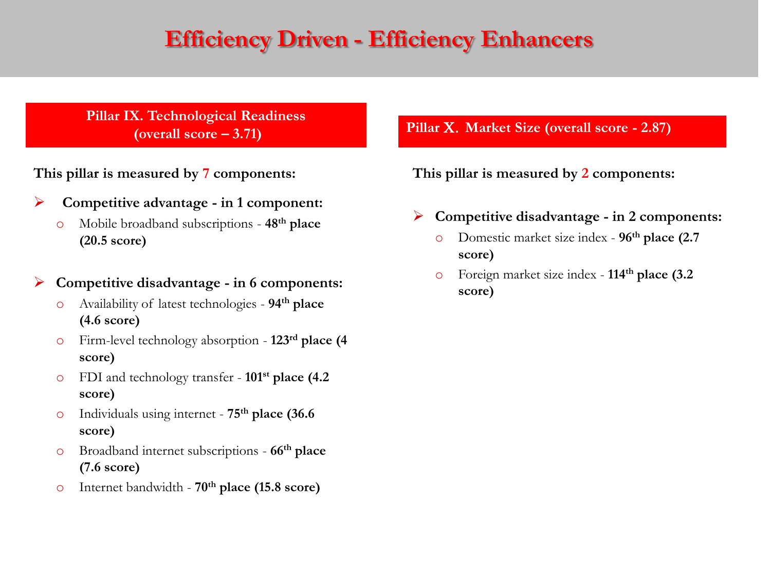# Efficiency Driven - Efficiency Enhancers

## Pillar IX. Technological Readiness (overall score – 3.71)

**This pillar is measured by 7 components:**

- **Competitive advantage - in 1 component:**
  - Mobile broadband subscriptions - **48th place (20.5 score)**

- **Competitive disadvantage - in 6 components:**
  - Availability of latest technologies - **94th place (4.6 score)**
  - Firm-level technology absorption - **123rd place (4 score)**
  - FDI and technology transfer - **101st place (4.2 score)**
  - Individuals using internet - **75th place (36.6 score)**
  - Broadband internet subscriptions - **66th place (7.6 score)**
  - Internet bandwidth - **70th place (15.8 score)**

## Pillar X. Market Size (overall score - 2.87)

**This pillar is measured by 2 components:**

- **Competitive disadvantage - in 2 components:**
  - Domestic market size index - **96th place (2.7 score)**
  - Foreign market size index - **114th place (3.2 score)**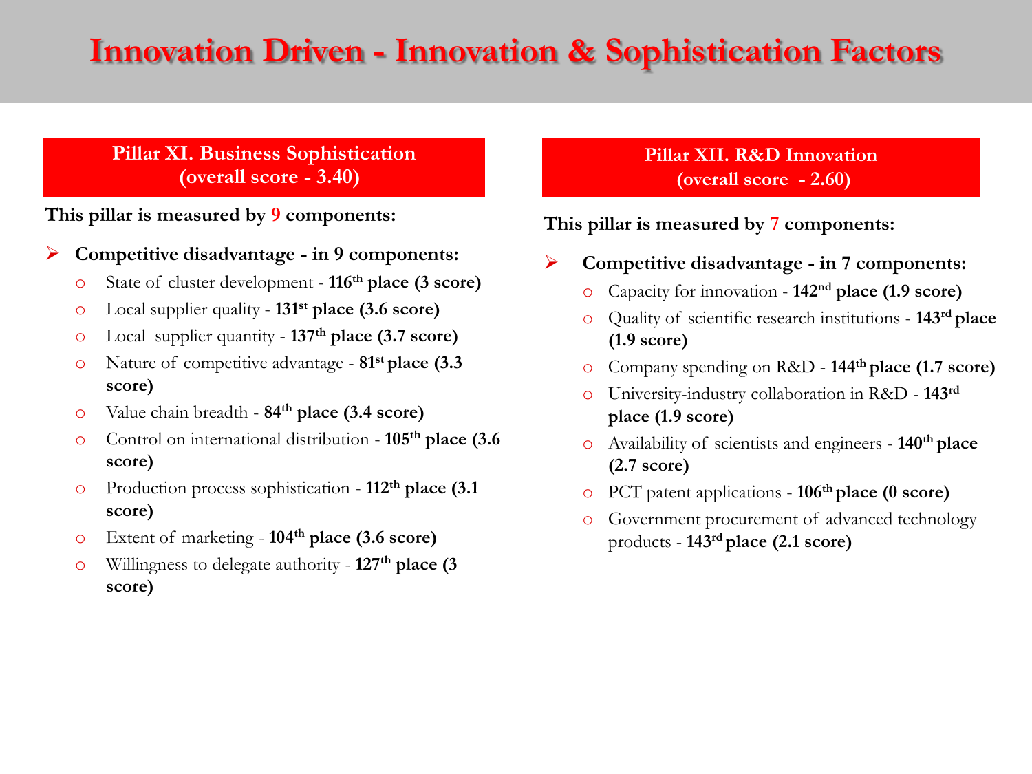# Innovation Driven - Innovation & Sophistication Factors

## Pillar XI. Business Sophistication (overall score - 3.40)

**This pillar is measured by 9 components:**

- **Competitive disadvantage - in 9 components:**
  - State of cluster development - **116th place (3 score)**
  - Local supplier quality - **131st place (3.6 score)**
  - Local supplier quantity - **137th place (3.7 score)**
  - Nature of competitive advantage - **81st place (3.3 score)**
  - Value chain breadth - **84th place (3.4 score)**
  - Control on international distribution - **105th place (3.6 score)**
  - Production process sophistication - **112th place (3.1 score)**
  - Extent of marketing - **104th place (3.6 score)**
  - Willingness to delegate authority - **127th place (3 score)**

## Pillar XII. R&D Innovation (overall score - 2.60)

**This pillar is measured by 7 components:**

- **Competitive disadvantage - in 7 components:**
  - Capacity for innovation - **142nd place (1.9 score)**
  - Quality of scientific research institutions - **143rd place (1.9 score)**
  - Company spending on R&D - **144th place (1.7 score)**
  - University-industry collaboration in R&D - **143rd place (1.9 score)**
  - Availability of scientists and engineers - **140th place (2.7 score)**
  - PCT patent applications - **106th place (0 score)**
  - Government procurement of advanced technology products - **143rd place (2.1 score)**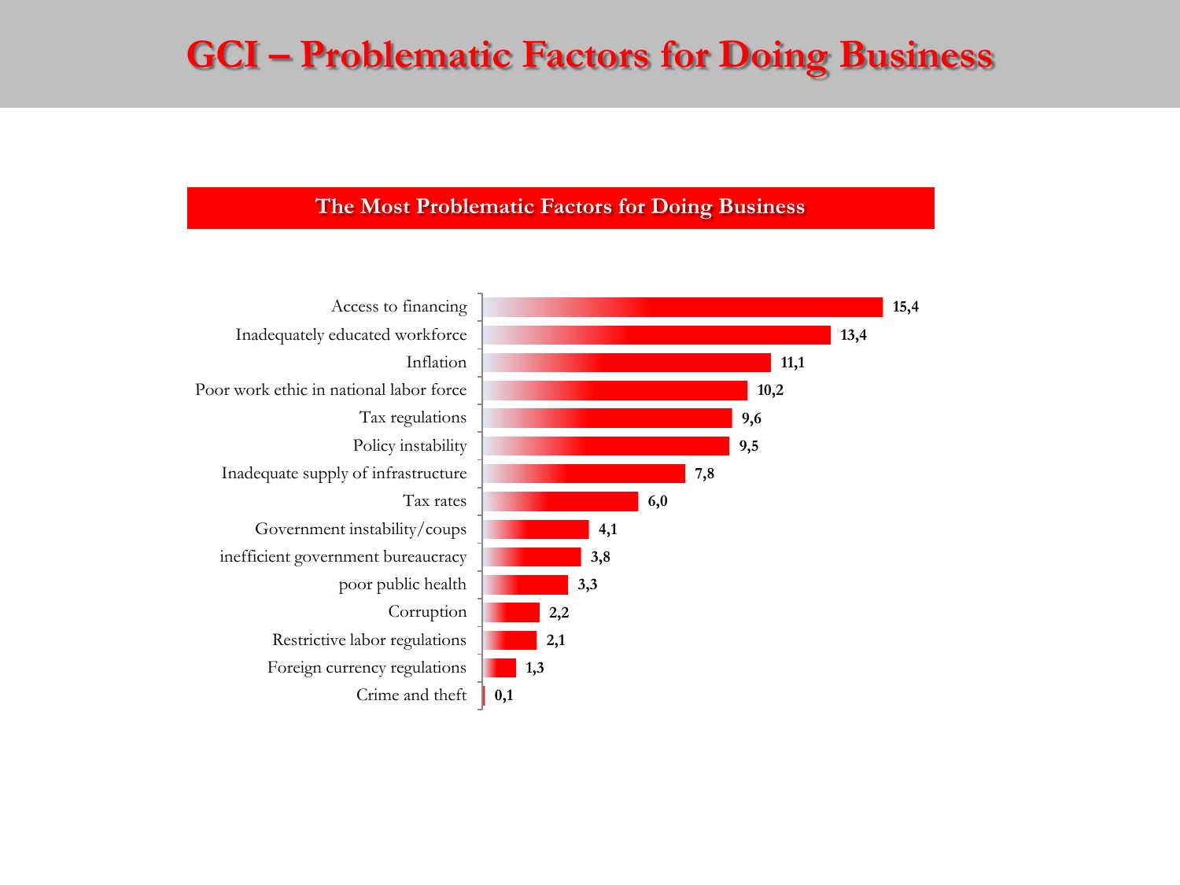# GCI – Problematic Factors for Doing Business

## The Most Problematic Factors for Doing Business

| Factor | Value |
|---|---|
| Access to financing | 15,4 |
| Inadequately educated workforce | 13,4 |
| Inflation | 11,1 |
| Poor work ethic in national labor force | 10,2 |
| Tax regulations | 9,6 |
| Policy instability | 9,5 |
| Inadequate supply of infrastructure | 7,8 |
| Tax rates | 6,0 |
| Government instability/coups | 4,1 |
| inefficient government bureaucracy | 3,8 |
| poor public health | 3,3 |
| Corruption | 2,2 |
| Restrictive labor regulations | 2,1 |
| Foreign currency regulations | 1,3 |
| Crime and theft | 0,1 |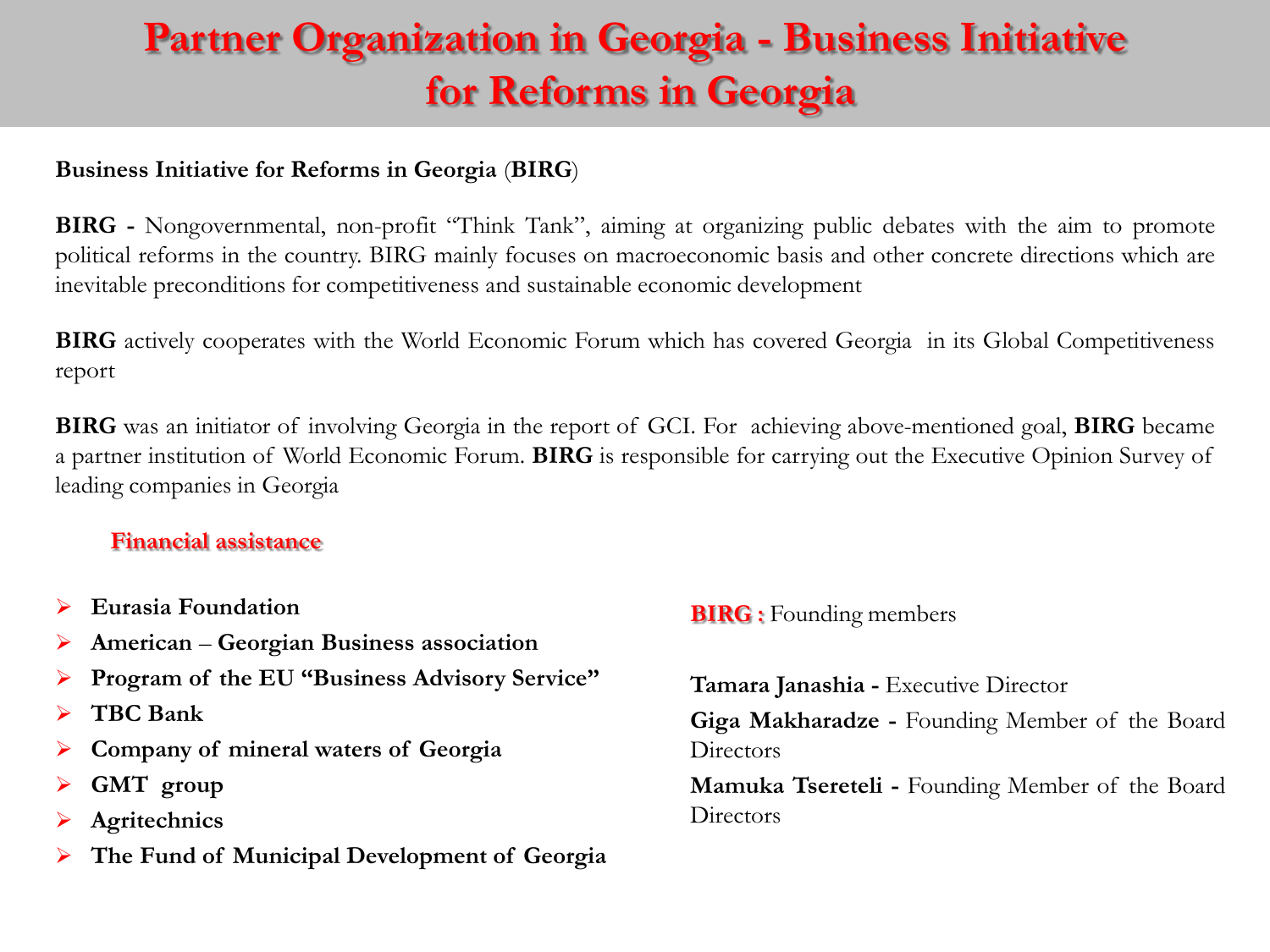# Partner Organization in Georgia - Business Initiative for Reforms in Georgia

**Business Initiative for Reforms in Georgia** (**BIRG**)

**BIRG -** Nongovernmental, non-profit "Think Tank", aiming at organizing public debates with the aim to promote political reforms in the country. BIRG mainly focuses on macroeconomic basis and other concrete directions which are inevitable preconditions for competitiveness and sustainable economic development

**BIRG** actively cooperates with the World Economic Forum which has covered Georgia in its Global Competitiveness report

**BIRG** was an initiator of involving Georgia in the report of GCI. For achieving above-mentioned goal, **BIRG** became a partner institution of World Economic Forum. **BIRG** is responsible for carrying out the Executive Opinion Survey of leading companies in Georgia

## Financial assistance

- **Eurasia Foundation**
- **American – Georgian Business association**
- **Program of the EU "Business Advisory Service"**
- **TBC Bank**
- **Company of mineral waters of Georgia**
- **GMT group**
- **Agritechnics**
- **The Fund of Municipal Development of Georgia**

**BIRG :** Founding members

**Tamara Janashia -** Executive Director

**Giga Makharadze -** Founding Member of the Board Directors

**Mamuka Tsereteli -** Founding Member of the Board Directors